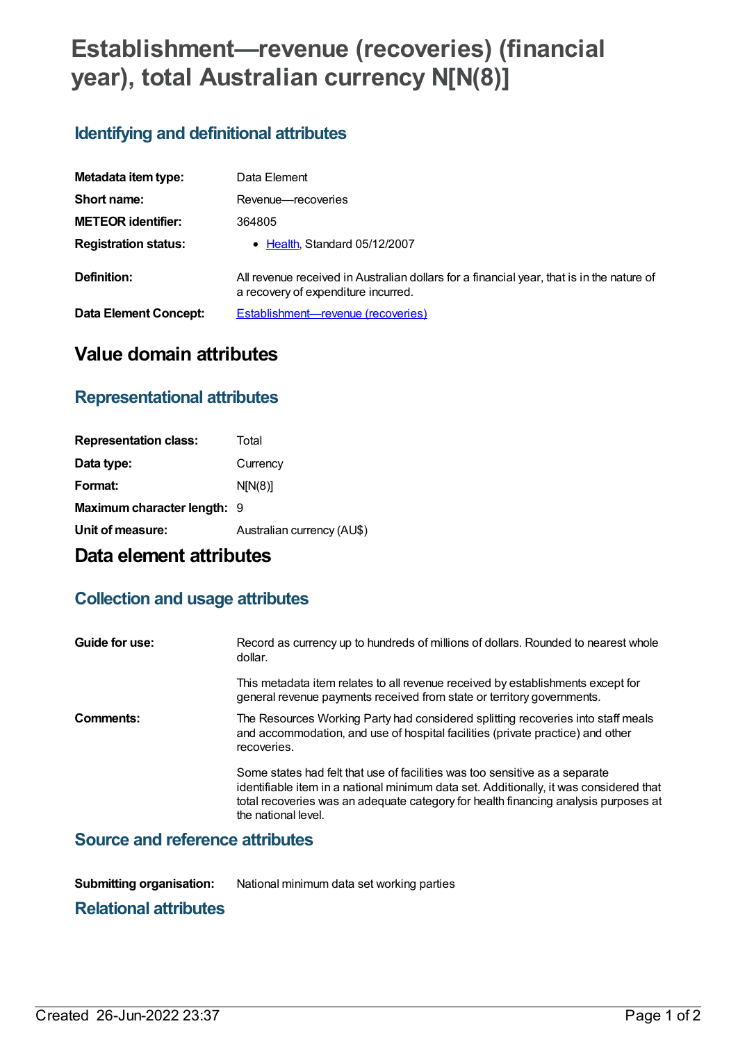# Establishment—revenue (recoveries) (financial year), total Australian currency N[N(8)]

## Identifying and definitional attributes

| | |
|---|---|
| **Metadata item type:** | Data Element |
| **Short name:** | Revenue—recoveries |
| **METEOR identifier:** | 364805 |
| **Registration status:** | • Health, Standard 05/12/2007 |
| **Definition:** | All revenue received in Australian dollars for a financial year, that is in the nature of a recovery of expenditure incurred. |
| **Data Element Concept:** | Establishment—revenue (recoveries) |

# Value domain attributes

## Representational attributes

| | |
|---|---|
| **Representation class:** | Total |
| **Data type:** | Currency |
| **Format:** | N[N(8)] |
| **Maximum character length:** | 9 |
| **Unit of measure:** | Australian currency (AU$) |

# Data element attributes

## Collection and usage attributes

**Guide for use:**

Record as currency up to hundreds of millions of dollars. Rounded to nearest whole dollar.

This metadata item relates to all revenue received by establishments except for general revenue payments received from state or territory governments.

**Comments:**

The Resources Working Party had considered splitting recoveries into staff meals and accommodation, and use of hospital facilities (private practice) and other recoveries.

Some states had felt that use of facilities was too sensitive as a separate identifiable item in a national minimum data set. Additionally, it was considered that total recoveries was an adequate category for health financing analysis purposes at the national level.

## Source and reference attributes

**Submitting organisation:** National minimum data set working parties

## Relational attributes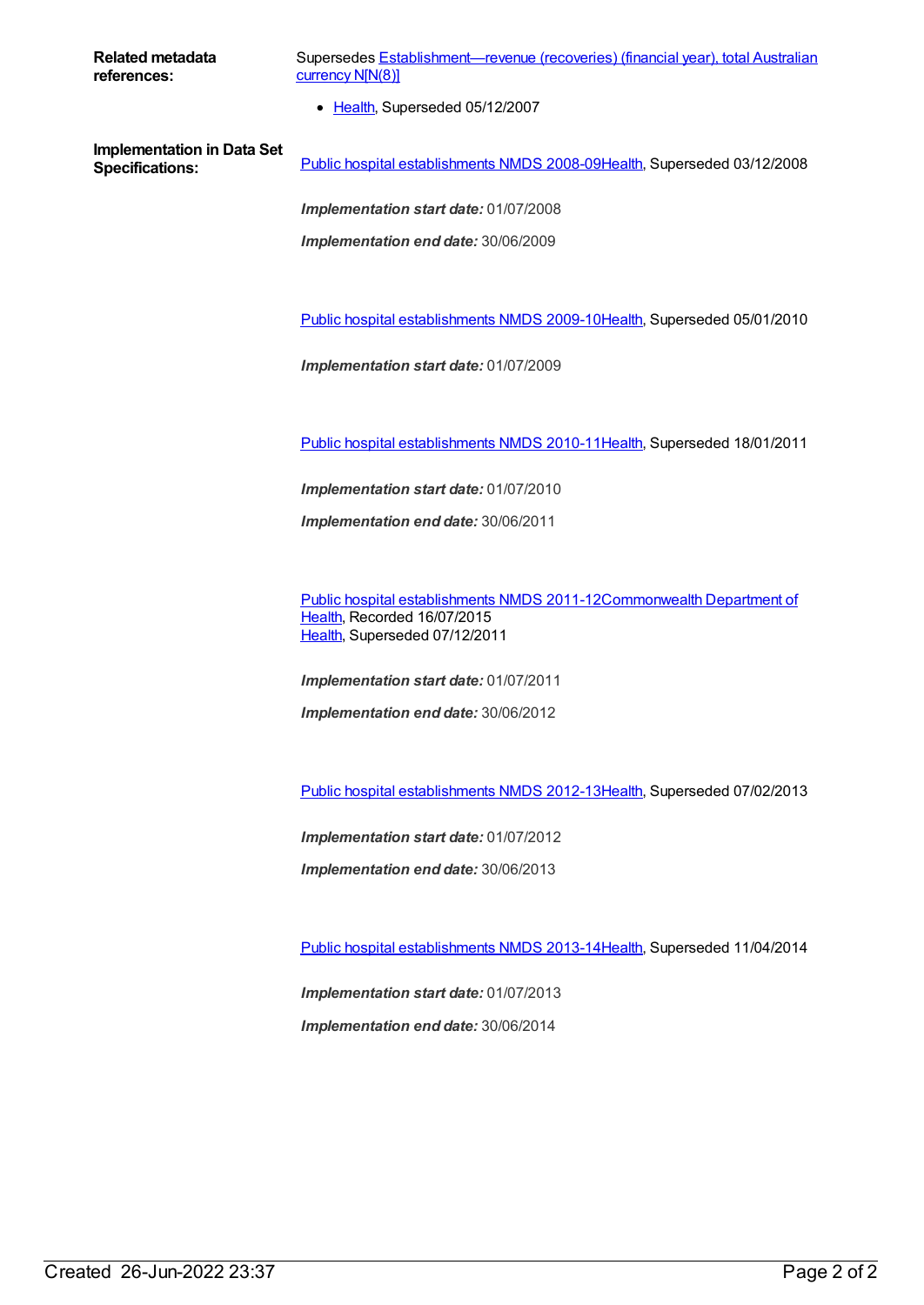**Related metadata references:**

Supersedes Establishment—revenue (recoveries) (financial year), total Australian currency N[N(8)]

- Health, Superseded 05/12/2007

**Implementation in Data Set Specifications:**

Public hospital establishments NMDS 2008-09Health, Superseded 03/12/2008

***Implementation start date:*** 01/07/2008

***Implementation end date:*** 30/06/2009

Public hospital establishments NMDS 2009-10Health, Superseded 05/01/2010

***Implementation start date:*** 01/07/2009

Public hospital establishments NMDS 2010-11Health, Superseded 18/01/2011

***Implementation start date:*** 01/07/2010

***Implementation end date:*** 30/06/2011

Public hospital establishments NMDS 2011-12Commonwealth Department of Health, Recorded 16/07/2015
Health, Superseded 07/12/2011

***Implementation start date:*** 01/07/2011

***Implementation end date:*** 30/06/2012

Public hospital establishments NMDS 2012-13Health, Superseded 07/02/2013

***Implementation start date:*** 01/07/2012

***Implementation end date:*** 30/06/2013

Public hospital establishments NMDS 2013-14Health, Superseded 11/04/2014

***Implementation start date:*** 01/07/2013

***Implementation end date:*** 30/06/2014